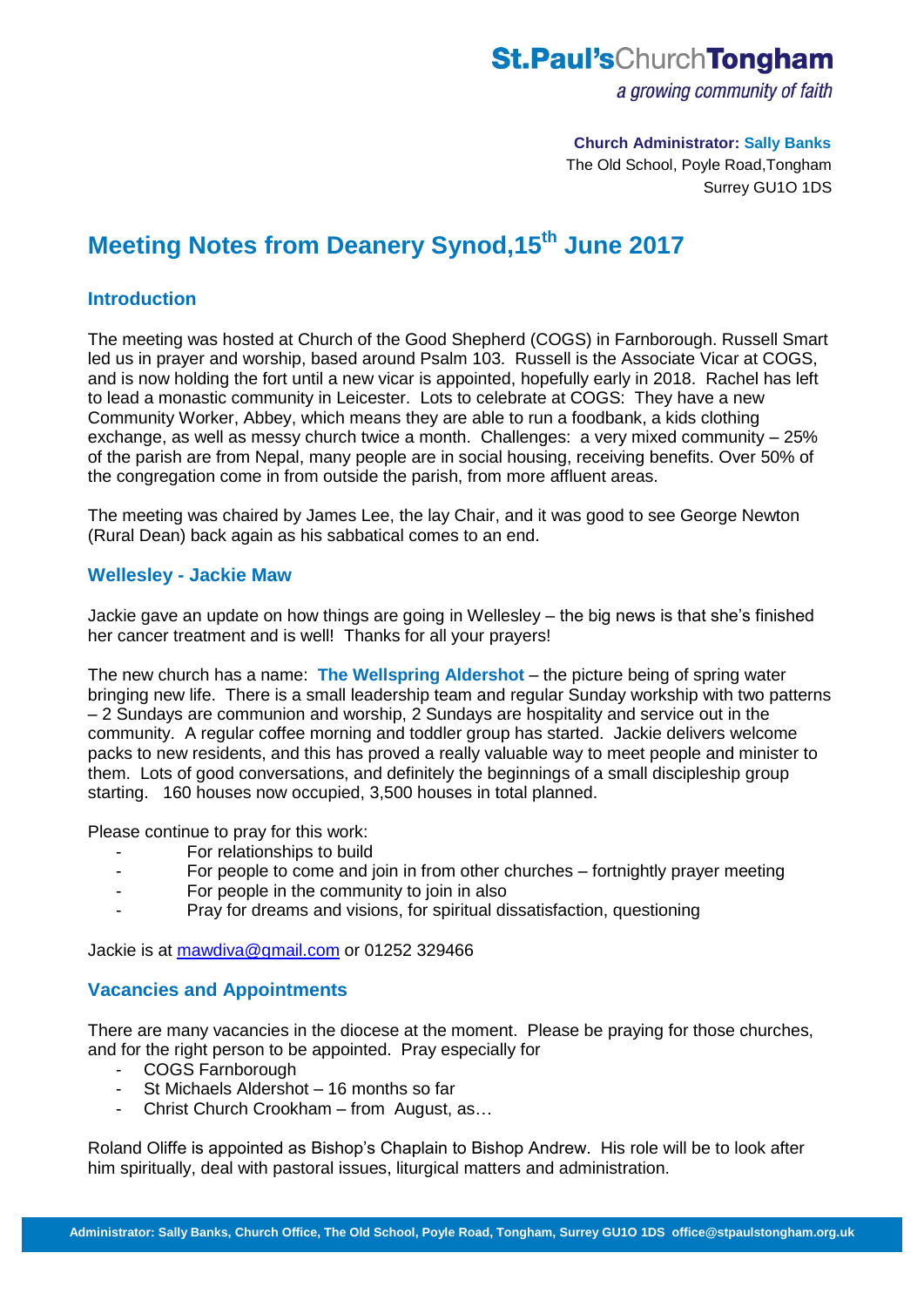**St.Paul's**Church**Tongham**

*a growing community of faith*

**Church Administrator: Sally Banks**
The Old School, Poyle Road,Tongham
Surrey GU1O 1DS

# Meeting Notes from Deanery Synod,15th June 2017

## Introduction

The meeting was hosted at Church of the Good Shepherd (COGS) in Farnborough. Russell Smart led us in prayer and worship, based around Psalm 103. Russell is the Associate Vicar at COGS, and is now holding the fort until a new vicar is appointed, hopefully early in 2018. Rachel has left to lead a monastic community in Leicester. Lots to celebrate at COGS: They have a new Community Worker, Abbey, which means they are able to run a foodbank, a kids clothing exchange, as well as messy church twice a month. Challenges: a very mixed community – 25% of the parish are from Nepal, many people are in social housing, receiving benefits. Over 50% of the congregation come in from outside the parish, from more affluent areas.

The meeting was chaired by James Lee, the lay Chair, and it was good to see George Newton (Rural Dean) back again as his sabbatical comes to an end.

## Wellesley - Jackie Maw

Jackie gave an update on how things are going in Wellesley – the big news is that she's finished her cancer treatment and is well! Thanks for all your prayers!

The new church has a name: **The Wellspring Aldershot** – the picture being of spring water bringing new life. There is a small leadership team and regular Sunday workship with two patterns – 2 Sundays are communion and worship, 2 Sundays are hospitality and service out in the community. A regular coffee morning and toddler group has started. Jackie delivers welcome packs to new residents, and this has proved a really valuable way to meet people and minister to them. Lots of good conversations, and definitely the beginnings of a small discipleship group starting. 160 houses now occupied, 3,500 houses in total planned.

Please continue to pray for this work:

- For relationships to build
- For people to come and join in from other churches – fortnightly prayer meeting
- For people in the community to join in also
- Pray for dreams and visions, for spiritual dissatisfaction, questioning

Jackie is at mawdiva@gmail.com or 01252 329466

## Vacancies and Appointments

There are many vacancies in the diocese at the moment. Please be praying for those churches, and for the right person to be appointed. Pray especially for

- COGS Farnborough
- St Michaels Aldershot – 16 months so far
- Christ Church Crookham – from August, as…

Roland Oliffe is appointed as Bishop's Chaplain to Bishop Andrew. His role will be to look after him spiritually, deal with pastoral issues, liturgical matters and administration.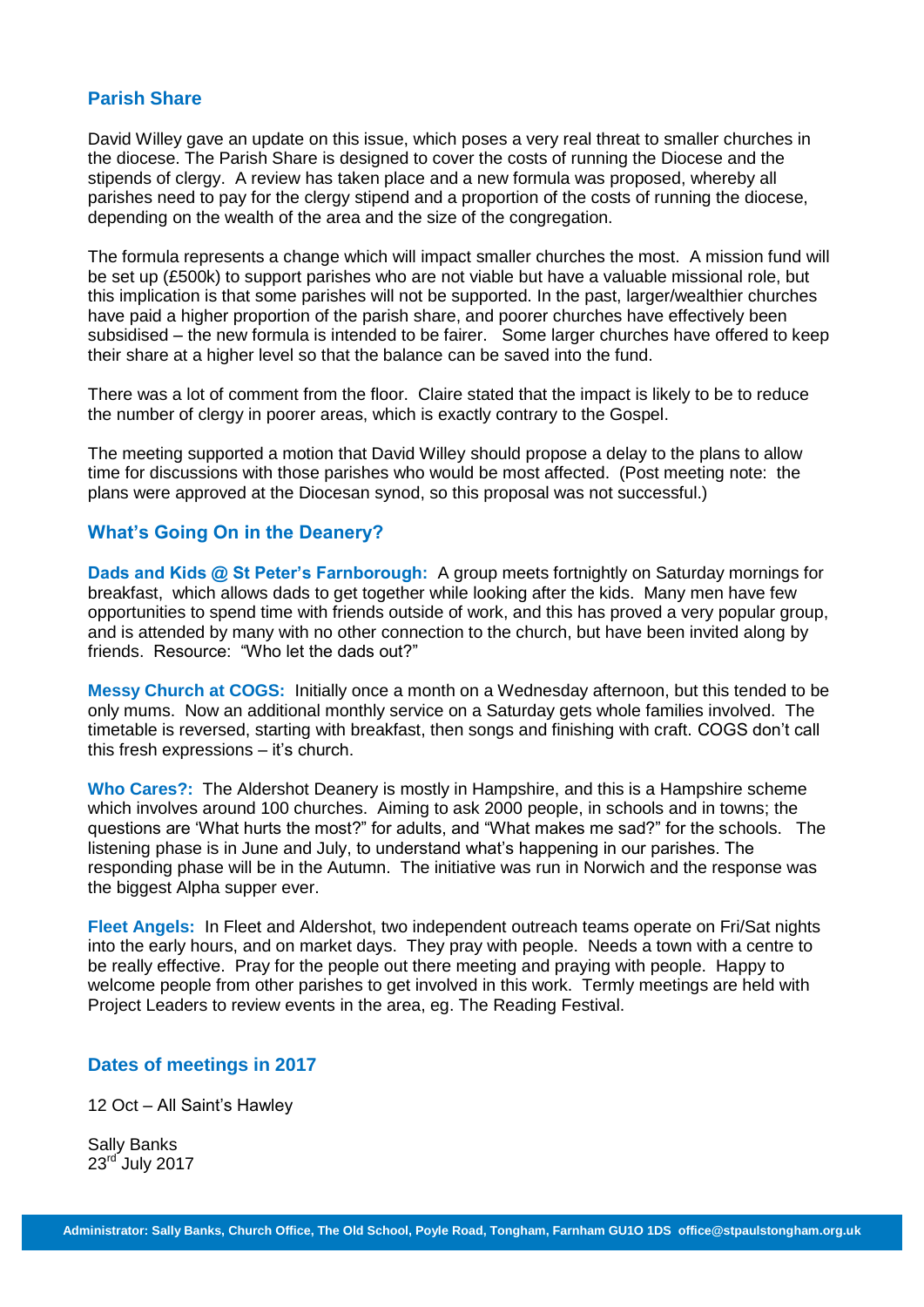## Parish Share

David Willey gave an update on this issue, which poses a very real threat to smaller churches in the diocese. The Parish Share is designed to cover the costs of running the Diocese and the stipends of clergy. A review has taken place and a new formula was proposed, whereby all parishes need to pay for the clergy stipend and a proportion of the costs of running the diocese, depending on the wealth of the area and the size of the congregation.

The formula represents a change which will impact smaller churches the most. A mission fund will be set up (£500k) to support parishes who are not viable but have a valuable missional role, but this implication is that some parishes will not be supported. In the past, larger/wealthier churches have paid a higher proportion of the parish share, and poorer churches have effectively been subsidised – the new formula is intended to be fairer. Some larger churches have offered to keep their share at a higher level so that the balance can be saved into the fund.

There was a lot of comment from the floor. Claire stated that the impact is likely to be to reduce the number of clergy in poorer areas, which is exactly contrary to the Gospel.

The meeting supported a motion that David Willey should propose a delay to the plans to allow time for discussions with those parishes who would be most affected. (Post meeting note: the plans were approved at the Diocesan synod, so this proposal was not successful.)

## What's Going On in the Deanery?

**Dads and Kids @ St Peter's Farnborough:** A group meets fortnightly on Saturday mornings for breakfast, which allows dads to get together while looking after the kids. Many men have few opportunities to spend time with friends outside of work, and this has proved a very popular group, and is attended by many with no other connection to the church, but have been invited along by friends. Resource: "Who let the dads out?"

**Messy Church at COGS:** Initially once a month on a Wednesday afternoon, but this tended to be only mums. Now an additional monthly service on a Saturday gets whole families involved. The timetable is reversed, starting with breakfast, then songs and finishing with craft. COGS don't call this fresh expressions – it's church.

**Who Cares?:** The Aldershot Deanery is mostly in Hampshire, and this is a Hampshire scheme which involves around 100 churches. Aiming to ask 2000 people, in schools and in towns; the questions are 'What hurts the most?" for adults, and "What makes me sad?" for the schools. The listening phase is in June and July, to understand what's happening in our parishes. The responding phase will be in the Autumn. The initiative was run in Norwich and the response was the biggest Alpha supper ever.

**Fleet Angels:** In Fleet and Aldershot, two independent outreach teams operate on Fri/Sat nights into the early hours, and on market days. They pray with people. Needs a town with a centre to be really effective. Pray for the people out there meeting and praying with people. Happy to welcome people from other parishes to get involved in this work. Termly meetings are held with Project Leaders to review events in the area, eg. The Reading Festival.

## Dates of meetings in 2017

12 Oct – All Saint's Hawley

Sally Banks
23rd July 2017

Administrator: Sally Banks, Church Office, The Old School, Poyle Road, Tongham, Farnham GU1O 1DS office@stpaulstongham.org.uk